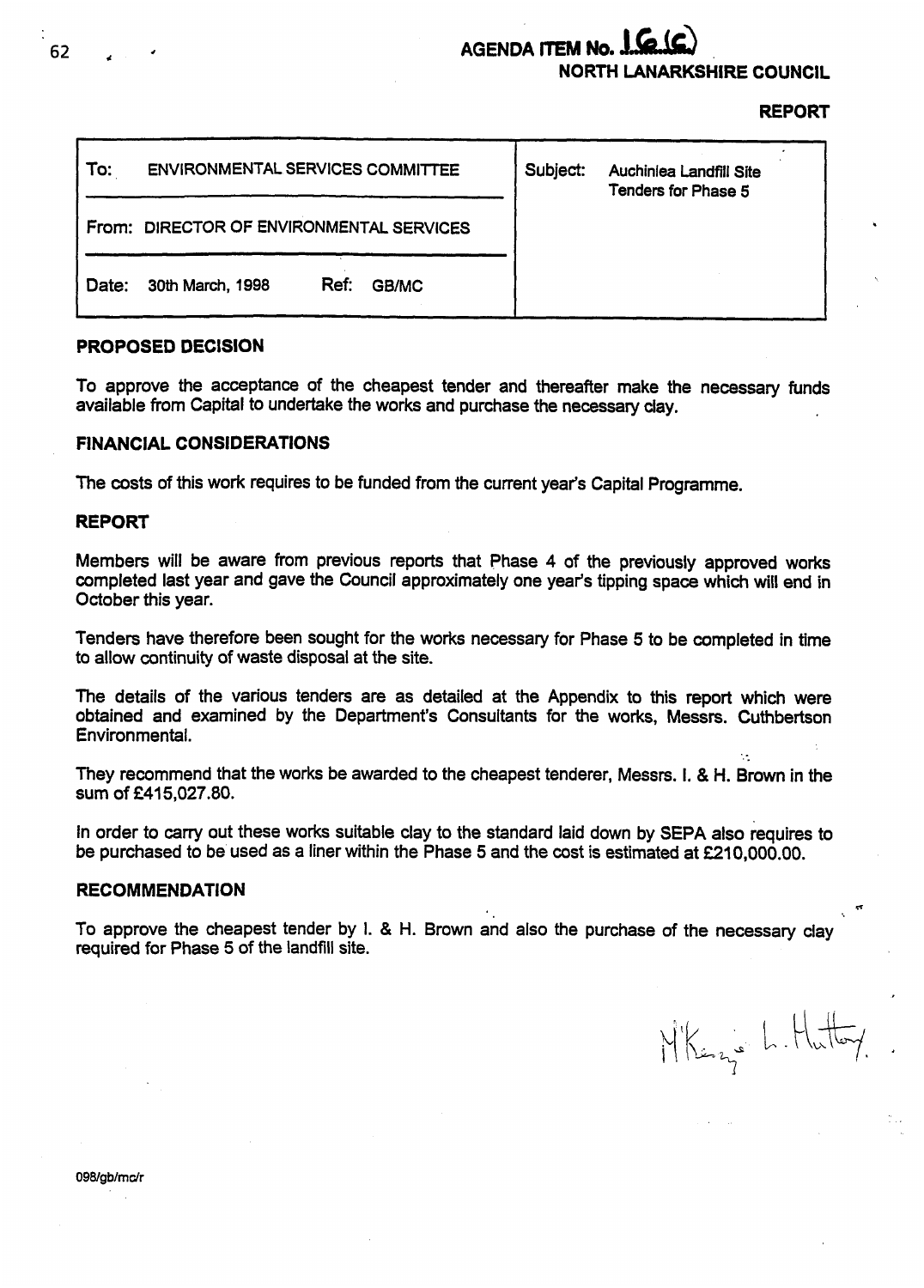**AGENDA ITEM No. 16 (c)**

**NORTH LANARKSHIRE COUNCIL**

**REPORT**

| To: ENVIRONMENTAL SERVICES COMMITTEE | Subject: Auchinlea Landfill Site Tenders for Phase 5 |
|---|---|
| From: DIRECTOR OF ENVIRONMENTAL SERVICES | |
| Date: 30th March, 1998 Ref: GB/MC | |

## PROPOSED DECISION

To approve the acceptance of the cheapest tender and thereafter make the necessary funds available from Capital to undertake the works and purchase the necessary clay.

## FINANCIAL CONSIDERATIONS

The costs of this work requires to be funded from the current year's Capital Programme.

## REPORT

Members will be aware from previous reports that Phase 4 of the previously approved works completed last year and gave the Council approximately one year's tipping space which will end in October this year.

Tenders have therefore been sought for the works necessary for Phase 5 to be completed in time to allow continuity of waste disposal at the site.

The details of the various tenders are as detailed at the Appendix to this report which were obtained and examined by the Department's Consultants for the works, Messrs. Cuthbertson Environmental.

They recommend that the works be awarded to the cheapest tenderer, Messrs. I. & H. Brown in the sum of £415,027.80.

In order to carry out these works suitable clay to the standard laid down by SEPA also requires to be purchased to be used as a liner within the Phase 5 and the cost is estimated at £210,000.00.

## RECOMMENDATION

To approve the cheapest tender by I. & H. Brown and also the purchase of the necessary clay required for Phase 5 of the landfill site.

M'Kenzie L. Hutton.

098/gb/mc/r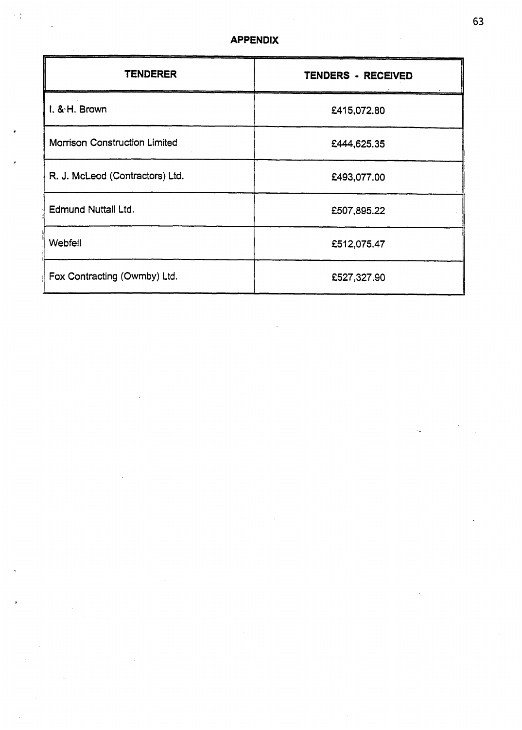## APPENDIX

| TENDERER | TENDERS - RECEIVED |
|---|---|
| I. & H. Brown | £415,072.80 |
| Morrison Construction Limited | £444,625.35 |
| R. J. McLeod (Contractors) Ltd. | £493,077.00 |
| Edmund Nuttall Ltd. | £507,895.22 |
| Webfell | £512,075.47 |
| Fox Contracting (Owmby) Ltd. | £527,327.90 |